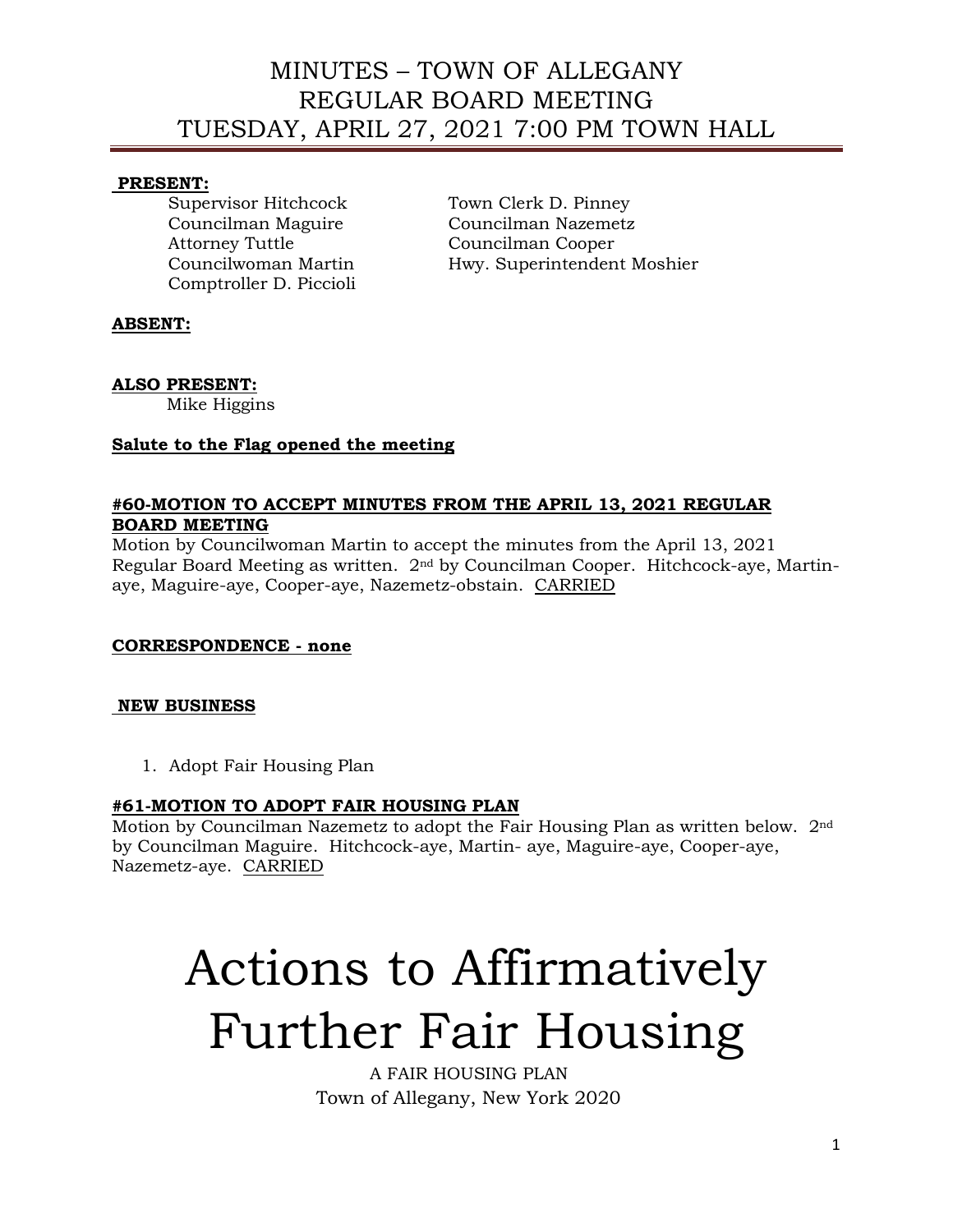# MINUTES – TOWN OF ALLEGANY
# REGULAR BOARD MEETING
# TUESDAY, APRIL 27, 2021 7:00 PM TOWN HALL

**PRESENT:**

Supervisor Hitchcock
Councilman Maguire
Attorney Tuttle
Councilwoman Martin
Comptroller D. Piccioli
Town Clerk D. Pinney
Councilman Nazemetz
Councilman Cooper
Hwy. Superintendent Moshier

**ABSENT:**

**ALSO PRESENT:**

Mike Higgins

**Salute to the Flag opened the meeting**

**#60-MOTION TO ACCEPT MINUTES FROM THE APRIL 13, 2021 REGULAR BOARD MEETING**

Motion by Councilwoman Martin to accept the minutes from the April 13, 2021 Regular Board Meeting as written. 2nd by Councilman Cooper. Hitchcock-aye, Martin-aye, Maguire-aye, Cooper-aye, Nazemetz-obstain. CARRIED

**CORRESPONDENCE - none**

**NEW BUSINESS**

1. Adopt Fair Housing Plan

**#61-MOTION TO ADOPT FAIR HOUSING PLAN**

Motion by Councilman Nazemetz to adopt the Fair Housing Plan as written below. 2nd by Councilman Maguire. Hitchcock-aye, Martin- aye, Maguire-aye, Cooper-aye, Nazemetz-aye. CARRIED

# Actions to Affirmatively Further Fair Housing

A FAIR HOUSING PLAN

Town of Allegany, New York 2020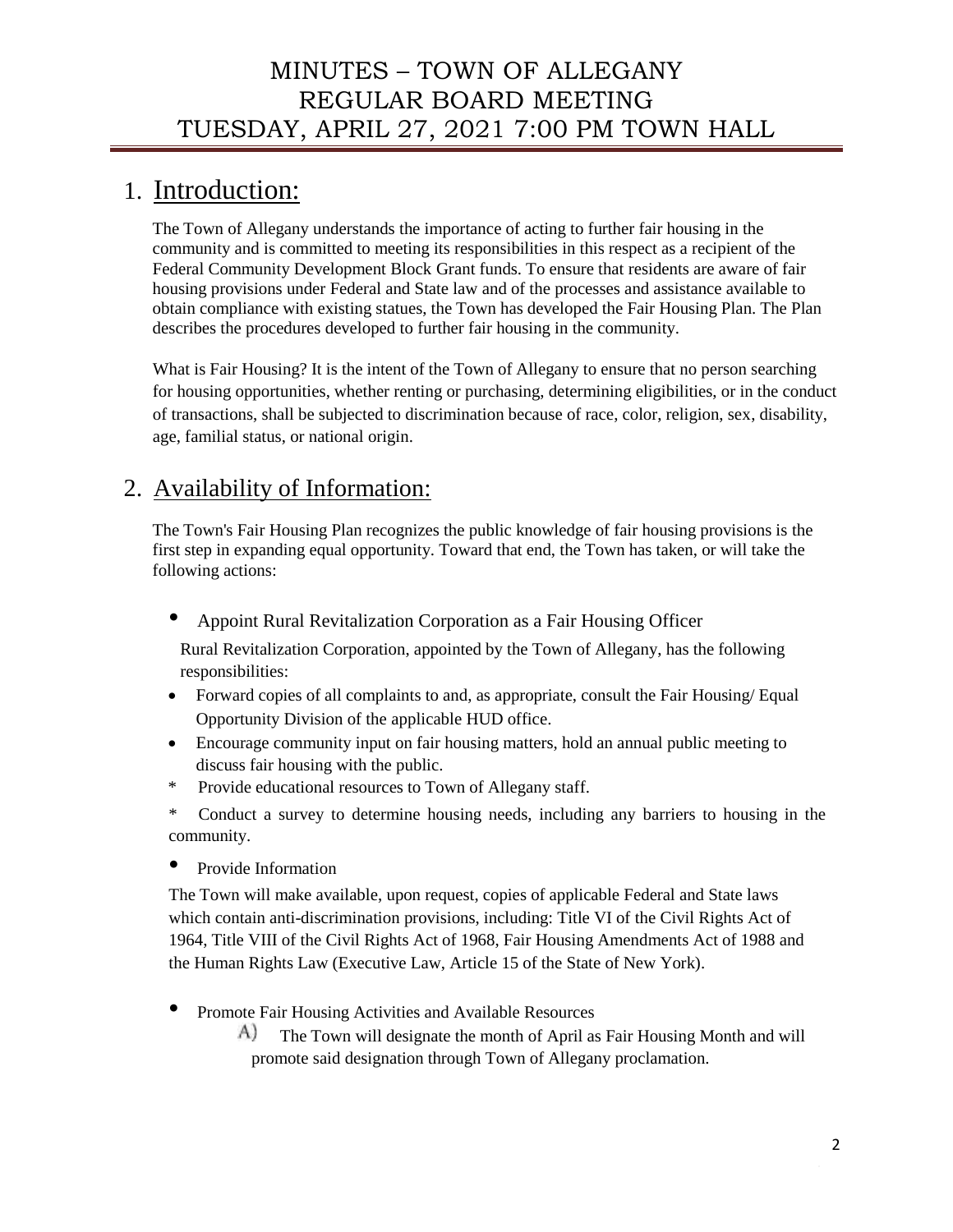# MINUTES – TOWN OF ALLEGANY REGULAR BOARD MEETING TUESDAY, APRIL 27, 2021 7:00 PM TOWN HALL

## 1. Introduction:

The Town of Allegany understands the importance of acting to further fair housing in the community and is committed to meeting its responsibilities in this respect as a recipient of the Federal Community Development Block Grant funds. To ensure that residents are aware of fair housing provisions under Federal and State law and of the processes and assistance available to obtain compliance with existing statues, the Town has developed the Fair Housing Plan. The Plan describes the procedures developed to further fair housing in the community.

What is Fair Housing? It is the intent of the Town of Allegany to ensure that no person searching for housing opportunities, whether renting or purchasing, determining eligibilities, or in the conduct of transactions, shall be subjected to discrimination because of race, color, religion, sex, disability, age, familial status, or national origin.

## 2. Availability of Information:

The Town's Fair Housing Plan recognizes the public knowledge of fair housing provisions is the first step in expanding equal opportunity. Toward that end, the Town has taken, or will take the following actions:

- Appoint Rural Revitalization Corporation as a Fair Housing Officer

  Rural Revitalization Corporation, appointed by the Town of Allegany, has the following responsibilities:

- Forward copies of all complaints to and, as appropriate, consult the Fair Housing/ Equal Opportunity Division of the applicable HUD office.
- Encourage community input on fair housing matters, hold an annual public meeting to discuss fair housing with the public.
- Provide educational resources to Town of Allegany staff.
- Conduct a survey to determine housing needs, including any barriers to housing in the community.

- Provide Information

  The Town will make available, upon request, copies of applicable Federal and State laws which contain anti-discrimination provisions, including: Title VI of the Civil Rights Act of 1964, Title VIII of the Civil Rights Act of 1968, Fair Housing Amendments Act of 1988 and the Human Rights Law (Executive Law, Article 15 of the State of New York).

- Promote Fair Housing Activities and Available Resources

  A) The Town will designate the month of April as Fair Housing Month and will promote said designation through Town of Allegany proclamation.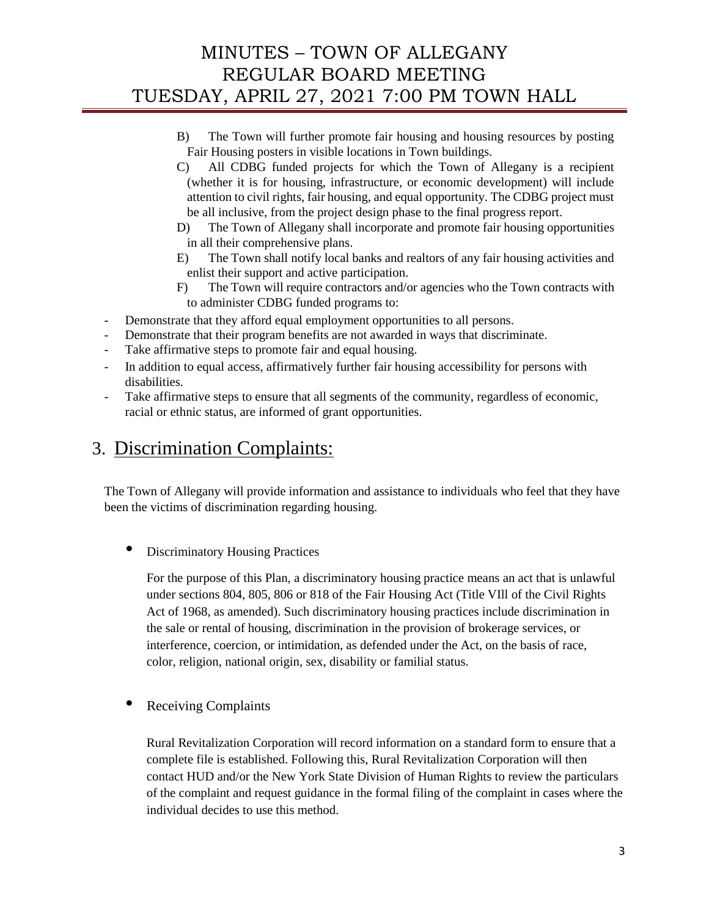B) The Town will further promote fair housing and housing resources by posting Fair Housing posters in visible locations in Town buildings.

C) All CDBG funded projects for which the Town of Allegany is a recipient (whether it is for housing, infrastructure, or economic development) will include attention to civil rights, fair housing, and equal opportunity. The CDBG project must be all inclusive, from the project design phase to the final progress report.

D) The Town of Allegany shall incorporate and promote fair housing opportunities in all their comprehensive plans.

E) The Town shall notify local banks and realtors of any fair housing activities and enlist their support and active participation.

F) The Town will require contractors and/or agencies who the Town contracts with to administer CDBG funded programs to:

- Demonstrate that they afford equal employment opportunities to all persons.
- Demonstrate that their program benefits are not awarded in ways that discriminate.
- Take affirmative steps to promote fair and equal housing.
- In addition to equal access, affirmatively further fair housing accessibility for persons with disabilities.
- Take affirmative steps to ensure that all segments of the community, regardless of economic, racial or ethnic status, are informed of grant opportunities.

## 3. Discrimination Complaints:

The Town of Allegany will provide information and assistance to individuals who feel that they have been the victims of discrimination regarding housing.

- Discriminatory Housing Practices

  For the purpose of this Plan, a discriminatory housing practice means an act that is unlawful under sections 804, 805, 806 or 818 of the Fair Housing Act (Title VIll of the Civil Rights Act of 1968, as amended). Such discriminatory housing practices include discrimination in the sale or rental of housing, discrimination in the provision of brokerage services, or interference, coercion, or intimidation, as defended under the Act, on the basis of race, color, religion, national origin, sex, disability or familial status.

- Receiving Complaints

  Rural Revitalization Corporation will record information on a standard form to ensure that a complete file is established. Following this, Rural Revitalization Corporation will then contact HUD and/or the New York State Division of Human Rights to review the particulars of the complaint and request guidance in the formal filing of the complaint in cases where the individual decides to use this method.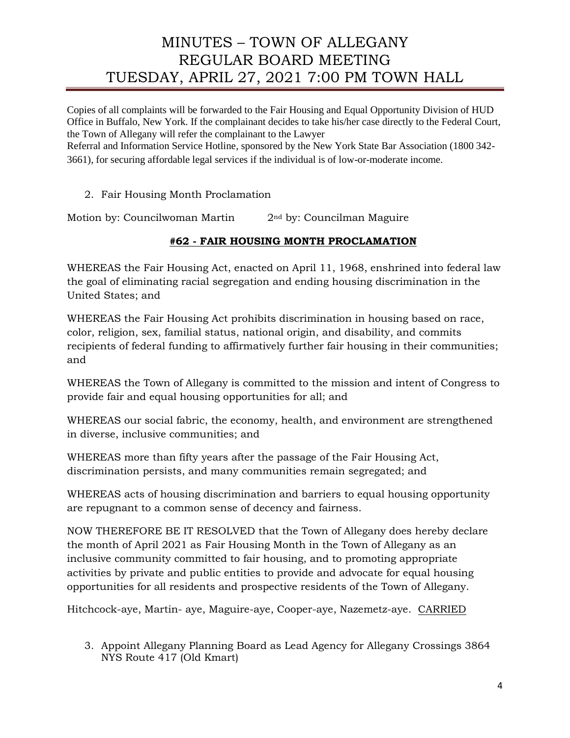Copies of all complaints will be forwarded to the Fair Housing and Equal Opportunity Division of HUD Office in Buffalo, New York. If the complainant decides to take his/her case directly to the Federal Court, the Town of Allegany will refer the complainant to the Lawyer
Referral and Information Service Hotline, sponsored by the New York State Bar Association (1800 342-3661), for securing affordable legal services if the individual is of low-or-moderate income.

2. Fair Housing Month Proclamation

Motion by: Councilwoman Martin 2nd by: Councilman Maguire

**#62 - FAIR HOUSING MONTH PROCLAMATION**

WHEREAS the Fair Housing Act, enacted on April 11, 1968, enshrined into federal law the goal of eliminating racial segregation and ending housing discrimination in the United States; and

WHEREAS the Fair Housing Act prohibits discrimination in housing based on race, color, religion, sex, familial status, national origin, and disability, and commits recipients of federal funding to affirmatively further fair housing in their communities; and

WHEREAS the Town of Allegany is committed to the mission and intent of Congress to provide fair and equal housing opportunities for all; and

WHEREAS our social fabric, the economy, health, and environment are strengthened in diverse, inclusive communities; and

WHEREAS more than fifty years after the passage of the Fair Housing Act, discrimination persists, and many communities remain segregated; and

WHEREAS acts of housing discrimination and barriers to equal housing opportunity are repugnant to a common sense of decency and fairness.

NOW THEREFORE BE IT RESOLVED that the Town of Allegany does hereby declare the month of April 2021 as Fair Housing Month in the Town of Allegany as an inclusive community committed to fair housing, and to promoting appropriate activities by private and public entities to provide and advocate for equal housing opportunities for all residents and prospective residents of the Town of Allegany.

Hitchcock-aye, Martin- aye, Maguire-aye, Cooper-aye, Nazemetz-aye. CARRIED

3. Appoint Allegany Planning Board as Lead Agency for Allegany Crossings 3864 NYS Route 417 (Old Kmart)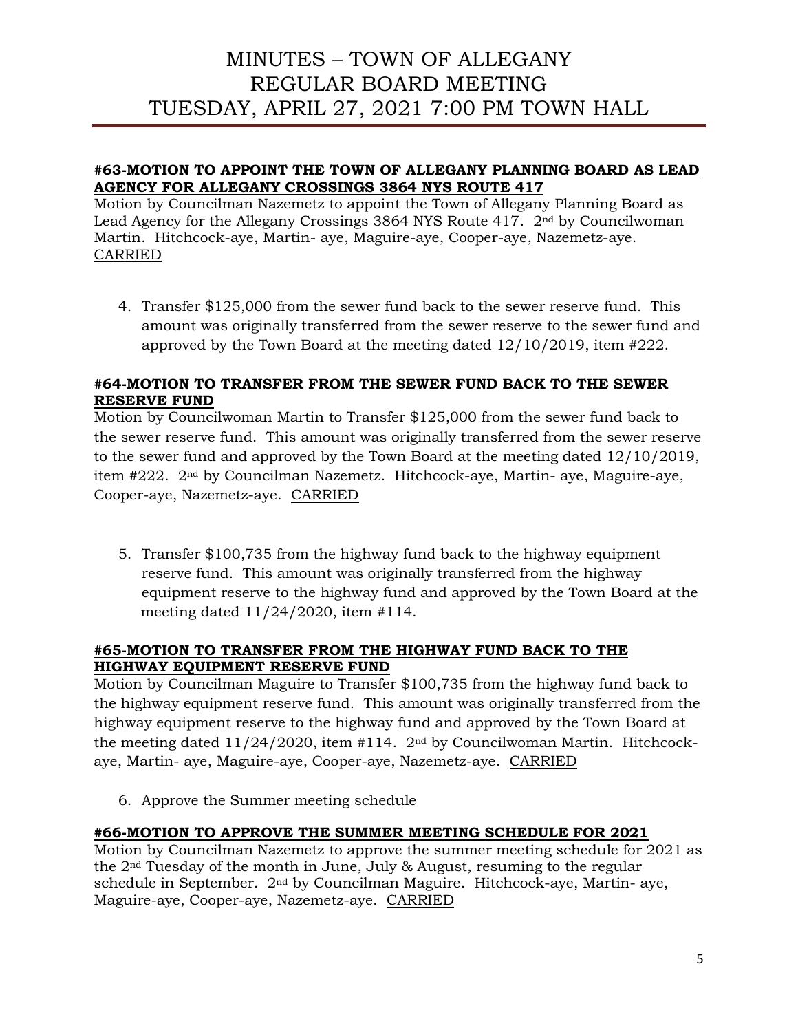#### **#63-MOTION TO APPOINT THE TOWN OF ALLEGANY PLANNING BOARD AS LEAD AGENCY FOR ALLEGANY CROSSINGS 3864 NYS ROUTE 417**

Motion by Councilman Nazemetz to appoint the Town of Allegany Planning Board as Lead Agency for the Allegany Crossings 3864 NYS Route 417. 2nd by Councilwoman Martin. Hitchcock-aye, Martin- aye, Maguire-aye, Cooper-aye, Nazemetz-aye. CARRIED

4. Transfer $125,000 from the sewer fund back to the sewer reserve fund. This amount was originally transferred from the sewer reserve to the sewer fund and approved by the Town Board at the meeting dated 12/10/2019, item #222.

#### **#64-MOTION TO TRANSFER FROM THE SEWER FUND BACK TO THE SEWER RESERVE FUND**

Motion by Councilwoman Martin to Transfer $125,000 from the sewer fund back to the sewer reserve fund. This amount was originally transferred from the sewer reserve to the sewer fund and approved by the Town Board at the meeting dated 12/10/2019, item #222. 2nd by Councilman Nazemetz. Hitchcock-aye, Martin- aye, Maguire-aye, Cooper-aye, Nazemetz-aye. CARRIED

5. Transfer $100,735 from the highway fund back to the highway equipment reserve fund. This amount was originally transferred from the highway equipment reserve to the highway fund and approved by the Town Board at the meeting dated 11/24/2020, item #114.

#### **#65-MOTION TO TRANSFER FROM THE HIGHWAY FUND BACK TO THE HIGHWAY EQUIPMENT RESERVE FUND**

Motion by Councilman Maguire to Transfer $100,735 from the highway fund back to the highway equipment reserve fund. This amount was originally transferred from the highway equipment reserve to the highway fund and approved by the Town Board at the meeting dated 11/24/2020, item #114. 2nd by Councilwoman Martin. Hitchcock-aye, Martin- aye, Maguire-aye, Cooper-aye, Nazemetz-aye. CARRIED

6. Approve the Summer meeting schedule

#### **#66-MOTION TO APPROVE THE SUMMER MEETING SCHEDULE FOR 2021**

Motion by Councilman Nazemetz to approve the summer meeting schedule for 2021 as the 2nd Tuesday of the month in June, July & August, resuming to the regular schedule in September. 2nd by Councilman Maguire. Hitchcock-aye, Martin- aye, Maguire-aye, Cooper-aye, Nazemetz-aye. CARRIED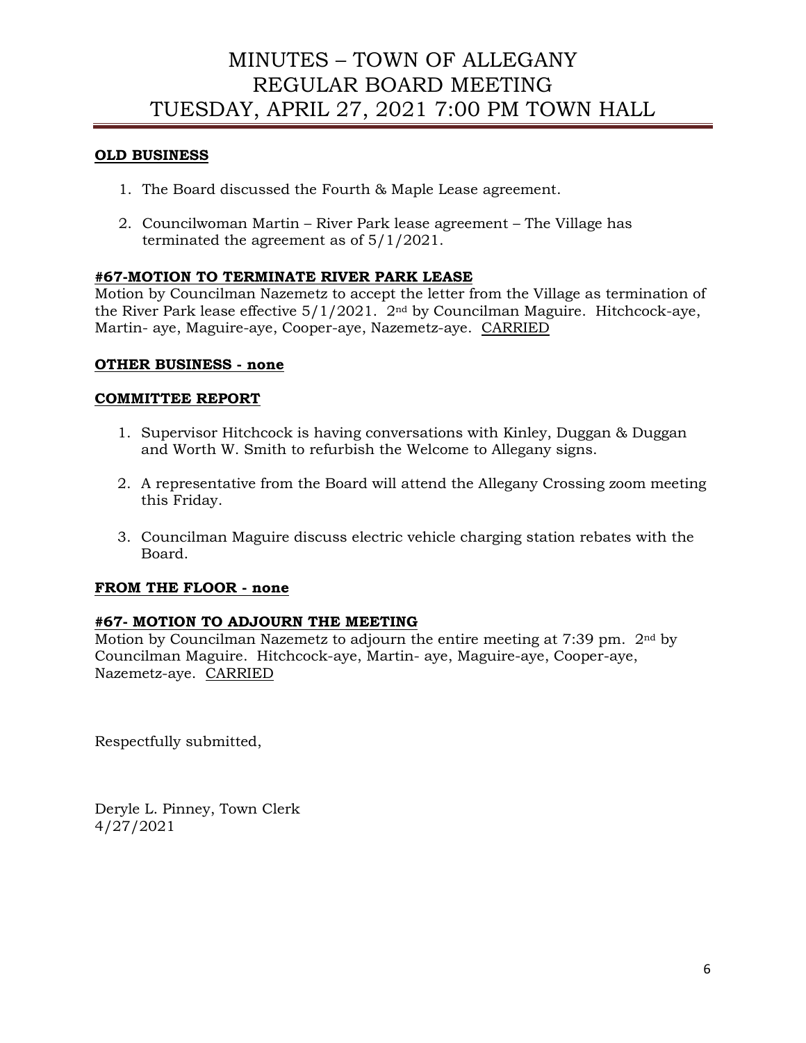# MINUTES – TOWN OF ALLEGANY
# REGULAR BOARD MEETING
# TUESDAY, APRIL 27, 2021 7:00 PM TOWN HALL

**OLD BUSINESS**

1. The Board discussed the Fourth & Maple Lease agreement.

2. Councilwoman Martin – River Park lease agreement – The Village has terminated the agreement as of 5/1/2021.

**#67-MOTION TO TERMINATE RIVER PARK LEASE**

Motion by Councilman Nazemetz to accept the letter from the Village as termination of the River Park lease effective 5/1/2021. 2nd by Councilman Maguire. Hitchcock-aye, Martin- aye, Maguire-aye, Cooper-aye, Nazemetz-aye. CARRIED

**OTHER BUSINESS - none**

**COMMITTEE REPORT**

1. Supervisor Hitchcock is having conversations with Kinley, Duggan & Duggan and Worth W. Smith to refurbish the Welcome to Allegany signs.

2. A representative from the Board will attend the Allegany Crossing zoom meeting this Friday.

3. Councilman Maguire discuss electric vehicle charging station rebates with the Board.

**FROM THE FLOOR - none**

**#67- MOTION TO ADJOURN THE MEETING**

Motion by Councilman Nazemetz to adjourn the entire meeting at 7:39 pm. 2nd by Councilman Maguire. Hitchcock-aye, Martin- aye, Maguire-aye, Cooper-aye, Nazemetz-aye. CARRIED

Respectfully submitted,

Deryle L. Pinney, Town Clerk
4/27/2021